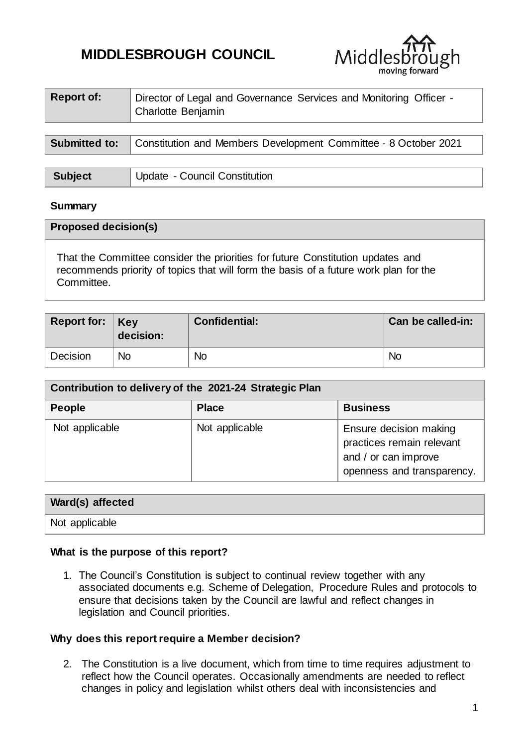# MIDDLESBROUGH COUNCIL

| Report of: | Director of Legal and Governance Services and Monitoring Officer - Charlotte Benjamin |
|---|---|

| Submitted to: | Constitution and Members Development Committee - 8 October 2021 |
|---|---|

| Subject | Update - Council Constitution |
|---|---|

**Summary**

| Proposed decision(s) |
|---|
| That the Committee consider the priorities for future Constitution updates and recommends priority of topics that will form the basis of a future work plan for the Committee. |

| Report for: | Key decision: | Confidential: | Can be called-in: |
|---|---|---|---|
| Decision | No | No | No |

| Contribution to delivery of the 2021-24 Strategic Plan | | |
|---|---|---|
| **People** | **Place** | **Business** |
| Not applicable | Not applicable | Ensure decision making practices remain relevant and / or can improve openness and transparency. |

| Ward(s) affected |
|---|
| Not applicable |

**What is the purpose of this report?**

1. The Council's Constitution is subject to continual review together with any associated documents e.g. Scheme of Delegation, Procedure Rules and protocols to ensure that decisions taken by the Council are lawful and reflect changes in legislation and Council priorities.

**Why does this report require a Member decision?**

2. The Constitution is a live document, which from time to time requires adjustment to reflect how the Council operates. Occasionally amendments are needed to reflect changes in policy and legislation whilst others deal with inconsistencies and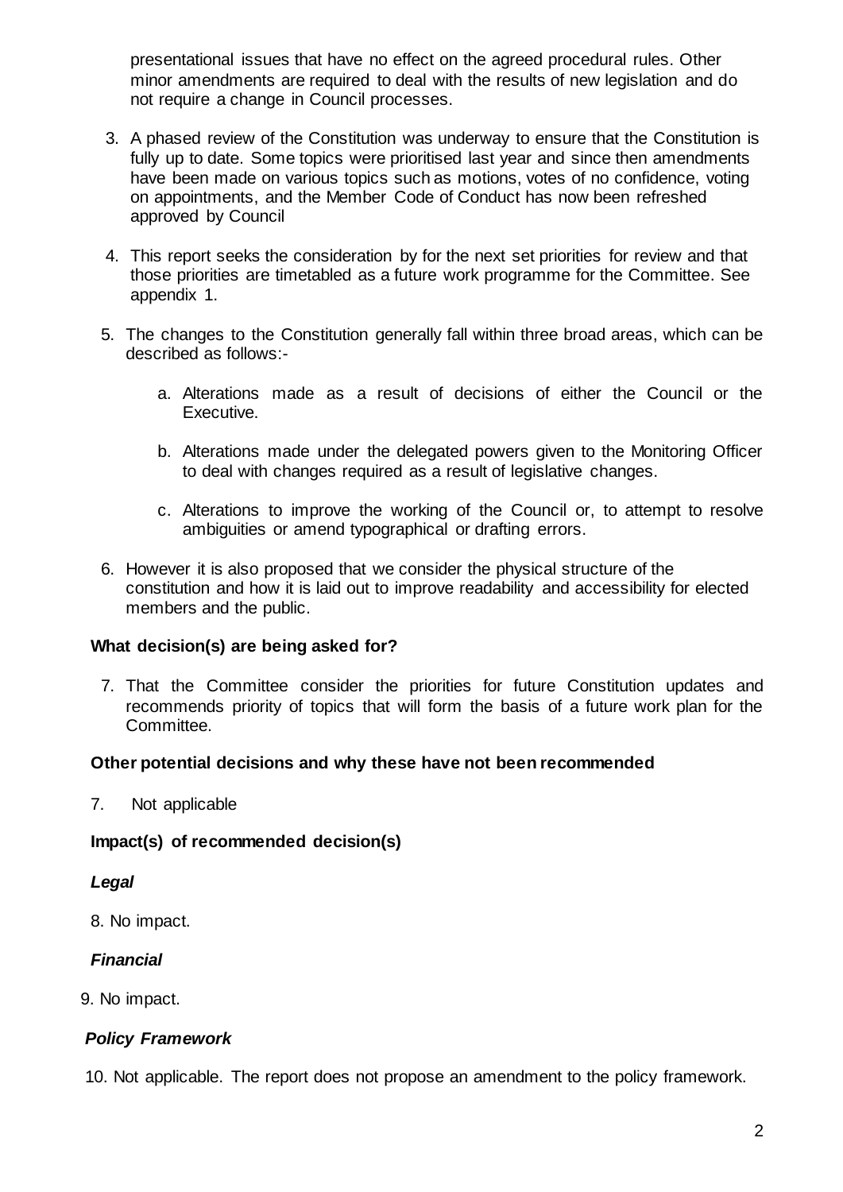presentational issues that have no effect on the agreed procedural rules. Other minor amendments are required to deal with the results of new legislation and do not require a change in Council processes.

3. A phased review of the Constitution was underway to ensure that the Constitution is fully up to date. Some topics were prioritised last year and since then amendments have been made on various topics such as motions, votes of no confidence, voting on appointments, and the Member Code of Conduct has now been refreshed approved by Council

4. This report seeks the consideration by for the next set priorities for review and that those priorities are timetabled as a future work programme for the Committee. See appendix 1.

5. The changes to the Constitution generally fall within three broad areas, which can be described as follows:-

    a. Alterations made as a result of decisions of either the Council or the Executive.

    b. Alterations made under the delegated powers given to the Monitoring Officer to deal with changes required as a result of legislative changes.

    c. Alterations to improve the working of the Council or, to attempt to resolve ambiguities or amend typographical or drafting errors.

6. However it is also proposed that we consider the physical structure of the constitution and how it is laid out to improve readability and accessibility for elected members and the public.

**What decision(s) are being asked for?**

7. That the Committee consider the priorities for future Constitution updates and recommends priority of topics that will form the basis of a future work plan for the Committee.

**Other potential decisions and why these have not been recommended**

7. Not applicable

**Impact(s) of recommended decision(s)**

***Legal***

8. No impact.

***Financial***

9. No impact.

***Policy Framework***

10. Not applicable. The report does not propose an amendment to the policy framework.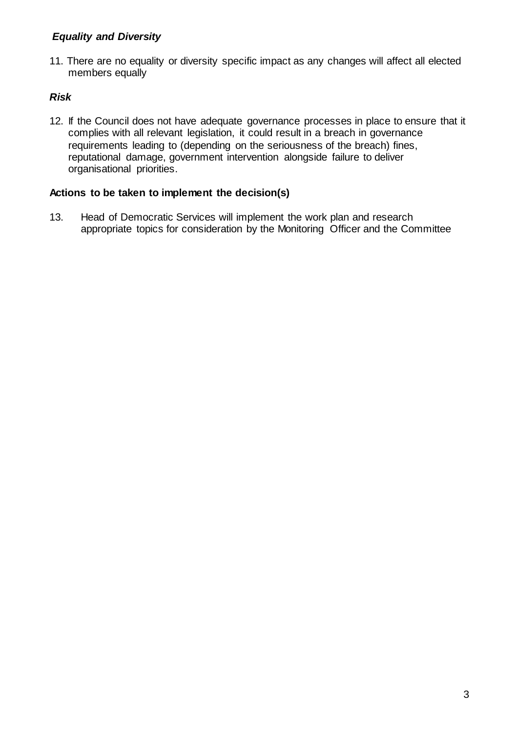***Equality and Diversity***

11. There are no equality or diversity specific impact as any changes will affect all elected members equally

***Risk***

12. If the Council does not have adequate governance processes in place to ensure that it complies with all relevant legislation, it could result in a breach in governance requirements leading to (depending on the seriousness of the breach) fines, reputational damage, government intervention alongside failure to deliver organisational priorities.

**Actions to be taken to implement the decision(s)**

13. Head of Democratic Services will implement the work plan and research appropriate topics for consideration by the Monitoring Officer and the Committee